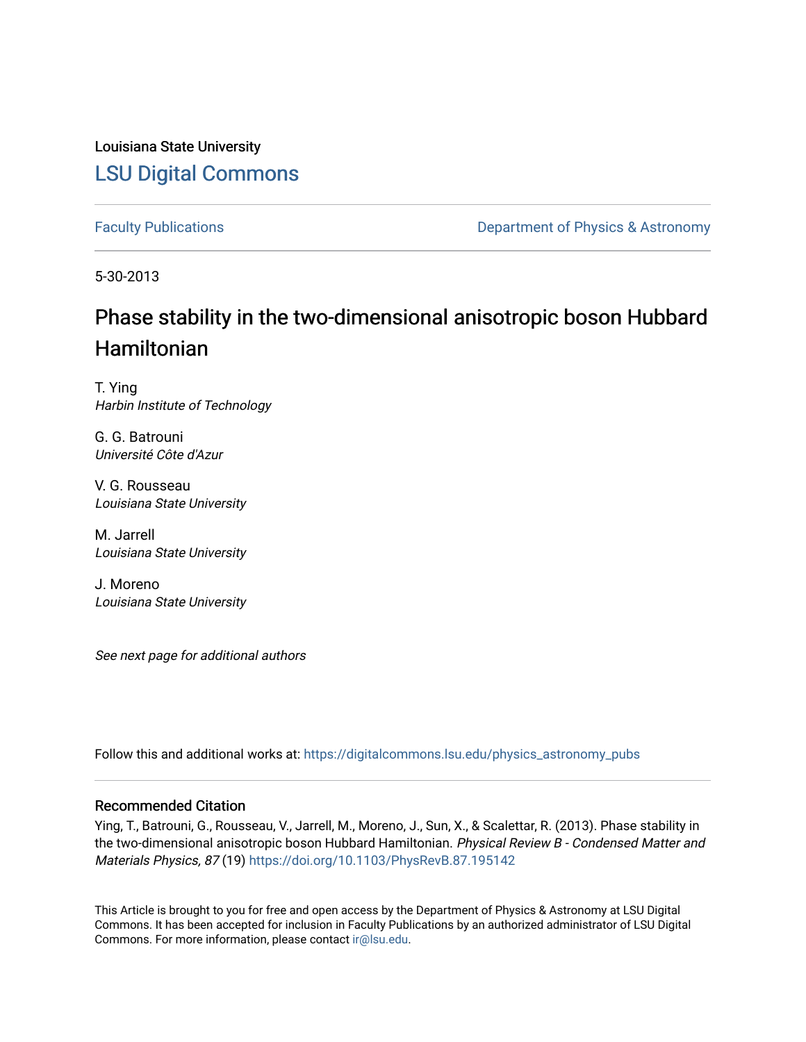Louisiana State University

# LSU Digital Commons

Faculty Publications

Department of Physics & Astronomy

5-30-2013

# Phase stability in the two-dimensional anisotropic boson Hubbard Hamiltonian

T. Ying
*Harbin Institute of Technology*

G. G. Batrouni
*Université Côte d'Azur*

V. G. Rousseau
*Louisiana State University*

M. Jarrell
*Louisiana State University*

J. Moreno
*Louisiana State University*

*See next page for additional authors*

Follow this and additional works at: https://digitalcommons.lsu.edu/physics_astronomy_pubs

## Recommended Citation

Ying, T., Batrouni, G., Rousseau, V., Jarrell, M., Moreno, J., Sun, X., & Scalettar, R. (2013). Phase stability in the two-dimensional anisotropic boson Hubbard Hamiltonian. *Physical Review B - Condensed Matter and Materials Physics, 87* (19) https://doi.org/10.1103/PhysRevB.87.195142

This Article is brought to you for free and open access by the Department of Physics & Astronomy at LSU Digital Commons. It has been accepted for inclusion in Faculty Publications by an authorized administrator of LSU Digital Commons. For more information, please contact ir@lsu.edu.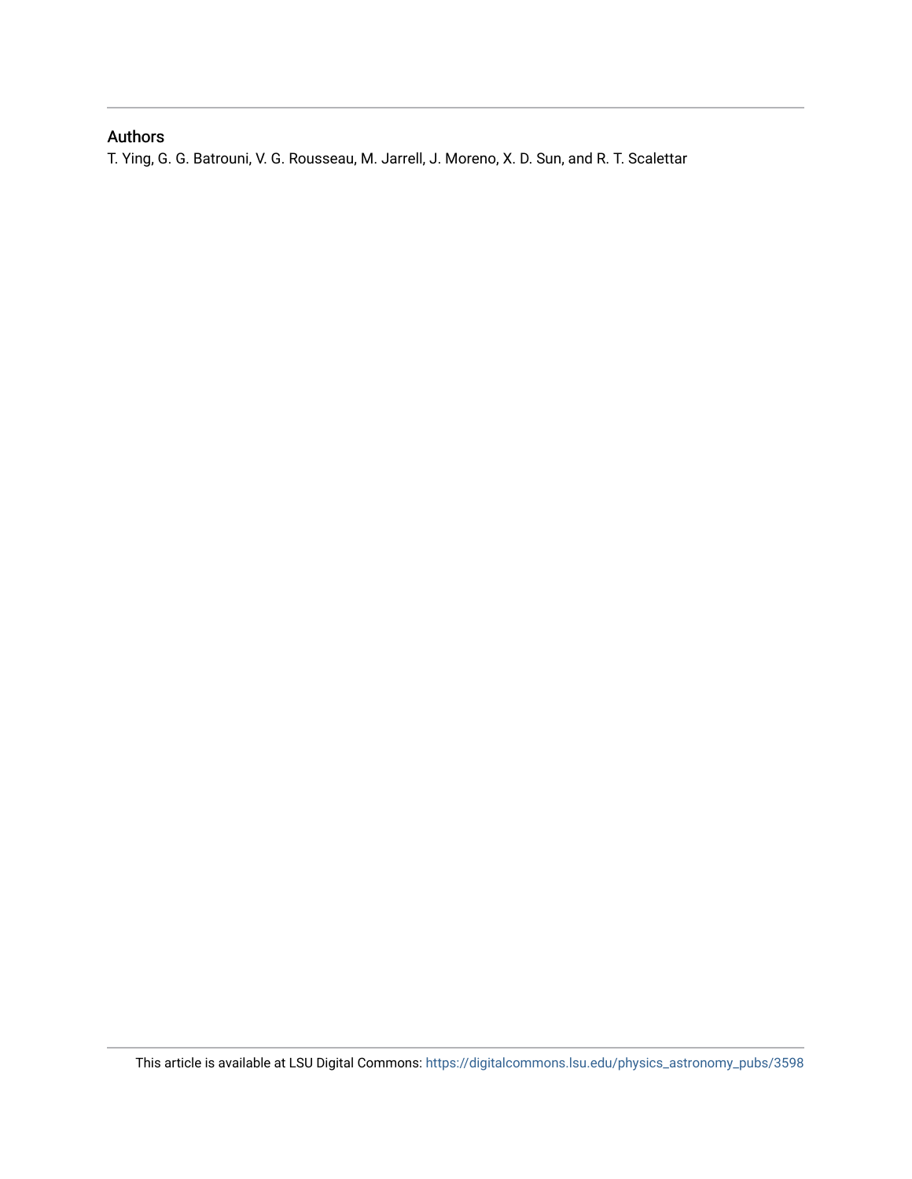## Authors

T. Ying, G. G. Batrouni, V. G. Rousseau, M. Jarrell, J. Moreno, X. D. Sun, and R. T. Scalettar

This article is available at LSU Digital Commons: https://digitalcommons.lsu.edu/physics_astronomy_pubs/3598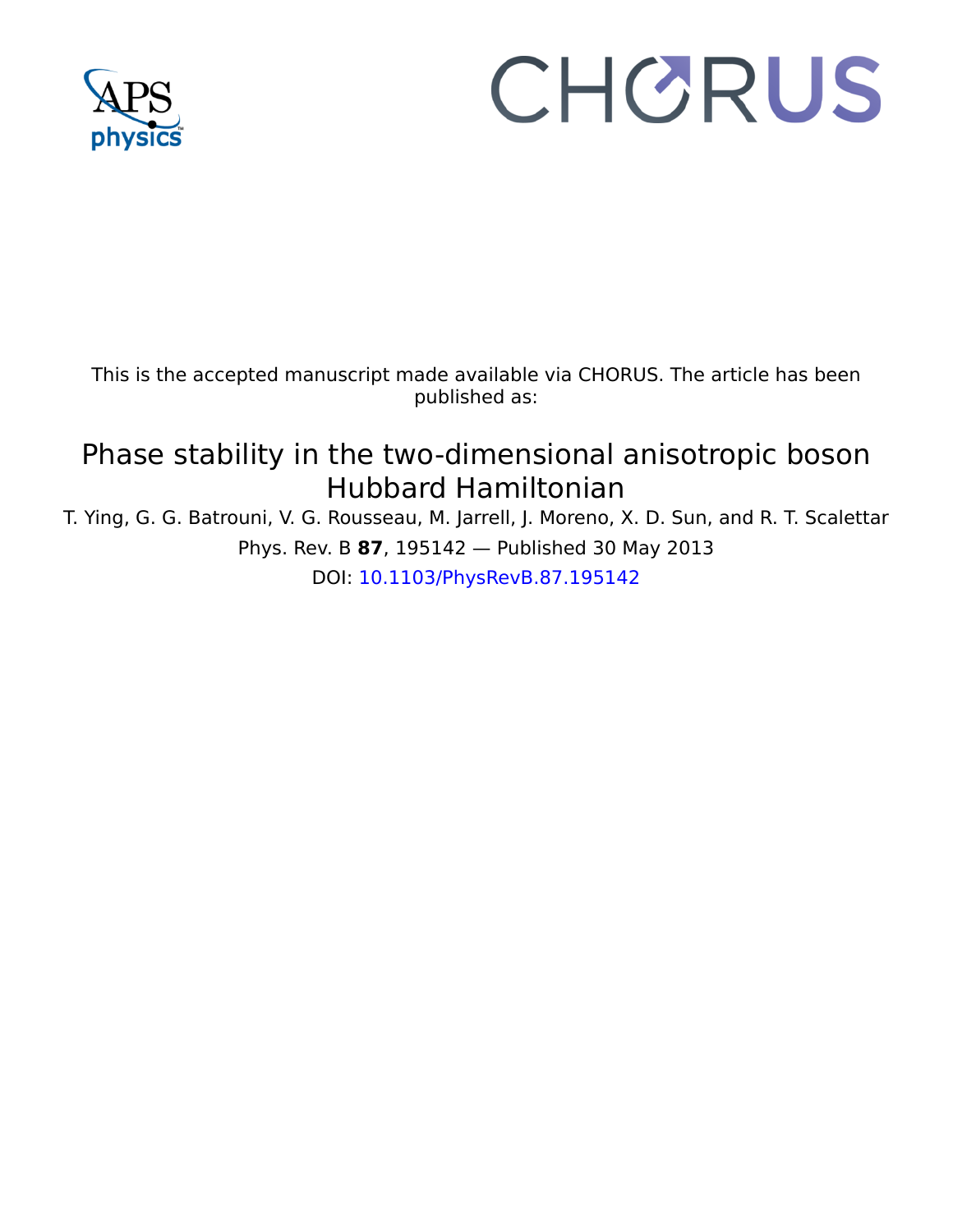This is the accepted manuscript made available via CHORUS. The article has been published as:

# Phase stability in the two-dimensional anisotropic boson Hubbard Hamiltonian

T. Ying, G. G. Batrouni, V. G. Rousseau, M. Jarrell, J. Moreno, X. D. Sun, and R. T. Scalettar

Phys. Rev. B **87**, 195142 — Published 30 May 2013

DOI: 10.1103/PhysRevB.87.195142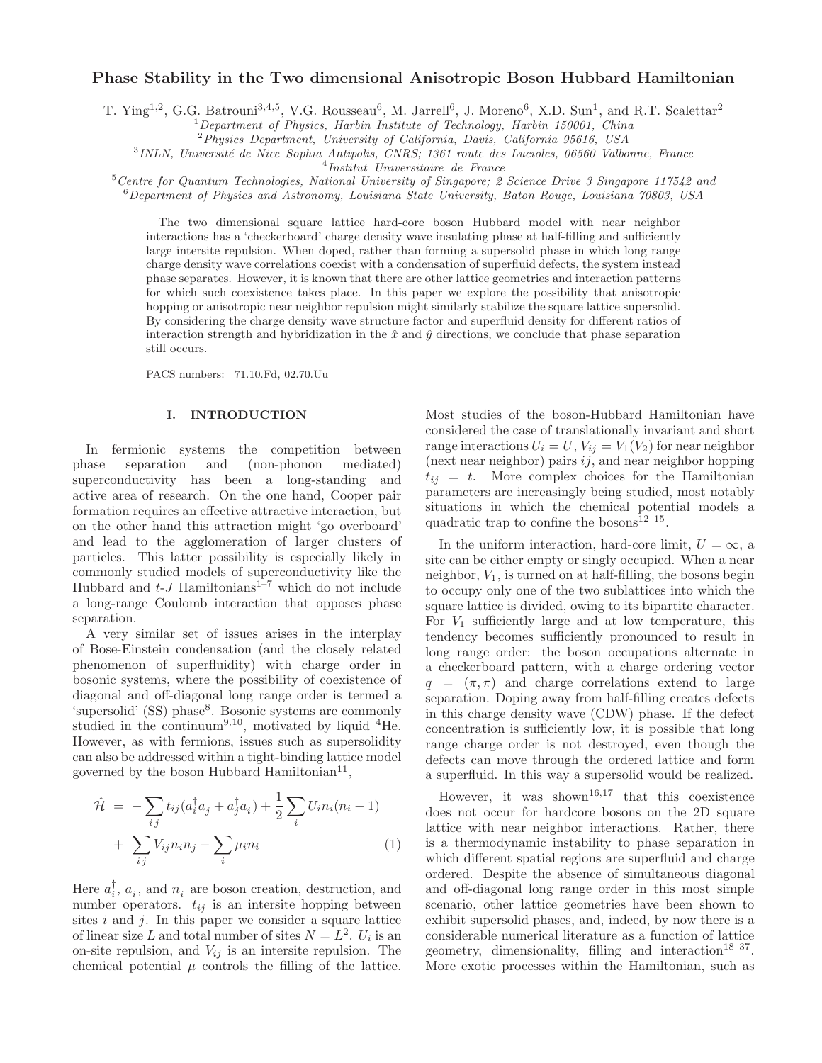# Phase Stability in the Two dimensional Anisotropic Boson Hubbard Hamiltonian

T. Ying[1,2], G.G. Batrouni[3,4,5], V.G. Rousseau[6], M. Jarrell[6], J. Moreno[6], X.D. Sun[1], and R.T. Scalettar[2]

[1] *Department of Physics, Harbin Institute of Technology, Harbin 150001, China*
[2] *Physics Department, University of California, Davis, California 95616, USA*
[3] *INLN, Université de Nice–Sophia Antipolis, CNRS; 1361 route des Lucioles, 06560 Valbonne, France*
[4] *Institut Universitaire de France*
[5] *Centre for Quantum Technologies, National University of Singapore; 2 Science Drive 3 Singapore 117542 and*
[6] *Department of Physics and Astronomy, Louisiana State University, Baton Rouge, Louisiana 70803, USA*

The two dimensional square lattice hard-core boson Hubbard model with near neighbor interactions has a 'checkerboard' charge density wave insulating phase at half-filling and sufficiently large intersite repulsion. When doped, rather than forming a supersolid phase in which long range charge density wave correlations coexist with a condensation of superfluid defects, the system instead phase separates. However, it is known that there are other lattice geometries and interaction patterns for which such coexistence takes place. In this paper we explore the possibility that anisotropic hopping or anisotropic near neighbor repulsion might similarly stabilize the square lattice supersolid. By considering the charge density wave structure factor and superfluid density for different ratios of interaction strength and hybridization in the $\hat{x}$ and $\hat{y}$ directions, we conclude that phase separation still occurs.

PACS numbers: 71.10.Fd, 02.70.Uu

## I. INTRODUCTION

In fermionic systems the competition between phase separation and (non-phonon mediated) superconductivity has been a long-standing and active area of research. On the one hand, Cooper pair formation requires an effective attractive interaction, but on the other hand this attraction might 'go overboard' and lead to the agglomeration of larger clusters of particles. This latter possibility is especially likely in commonly studied models of superconductivity like the Hubbard and $t$-$J$ Hamiltonians[1–7] which do not include a long-range Coulomb interaction that opposes phase separation.

A very similar set of issues arises in the interplay of Bose-Einstein condensation (and the closely related phenomenon of superfluidity) with charge order in bosonic systems, where the possibility of coexistence of diagonal and off-diagonal long range order is termed a 'supersolid' (SS) phase[8]. Bosonic systems are commonly studied in the continuum[9,10], motivated by liquid $^4$He. However, as with fermions, issues such as supersolidity can also be addressed within a tight-binding lattice model governed by the boson Hubbard Hamiltonian[11],

$$
\begin{aligned}
\hat{\mathcal{H}} &= -\sum_{ij} t_{ij}(a_i^\dagger a_j + a_j^\dagger a_i) + \frac{1}{2}\sum_i U_i n_i(n_i-1) \\
&+ \sum_{ij} V_{ij} n_i n_j - \sum_i \mu_i n_i
\end{aligned}
\tag{1}
$$

Here $a_i^\dagger$, $a_i$, and $n_i$ are boson creation, destruction, and number operators. $t_{ij}$ is an intersite hopping between sites $i$ and $j$. In this paper we consider a square lattice of linear size $L$ and total number of sites $N = L^2$. $U_i$ is an on-site repulsion, and $V_{ij}$ is an intersite repulsion. The chemical potential $\mu$ controls the filling of the lattice. Most studies of the boson-Hubbard Hamiltonian have considered the case of translationally invariant and short range interactions $U_i = U$, $V_{ij} = V_1(V_2)$ for near neighbor (next near neighbor) pairs $ij$, and near neighbor hopping $t_{ij} = t$. More complex choices for the Hamiltonian parameters are increasingly being studied, most notably situations in which the chemical potential models a quadratic trap to confine the bosons[12–15].

In the uniform interaction, hard-core limit, $U = \infty$, a site can be either empty or singly occupied. When a near neighbor, $V_1$, is turned on at half-filling, the bosons begin to occupy only one of the two sublattices into which the square lattice is divided, owing to its bipartite character. For $V_1$ sufficiently large and at low temperature, this tendency becomes sufficiently pronounced to result in long range order: the boson occupations alternate in a checkerboard pattern, with a charge ordering vector $q = (\pi, \pi)$ and charge correlations extend to large separation. Doping away from half-filling creates defects in this charge density wave (CDW) phase. If the defect concentration is sufficiently low, it is possible that long range charge order is not destroyed, even though the defects can move through the ordered lattice and form a superfluid. In this way a supersolid would be realized.

However, it was shown[16,17] that this coexistence does not occur for hardcore bosons on the 2D square lattice with near neighbor interactions. Rather, there is a thermodynamic instability to phase separation in which different spatial regions are superfluid and charge ordered. Despite the absence of simultaneous diagonal and off-diagonal long range order in this most simple scenario, other lattice geometries have been shown to exhibit supersolid phases, and, indeed, by now there is a considerable numerical literature as a function of lattice geometry, dimensionality, filling and interaction[18–37]. More exotic processes within the Hamiltonian, such as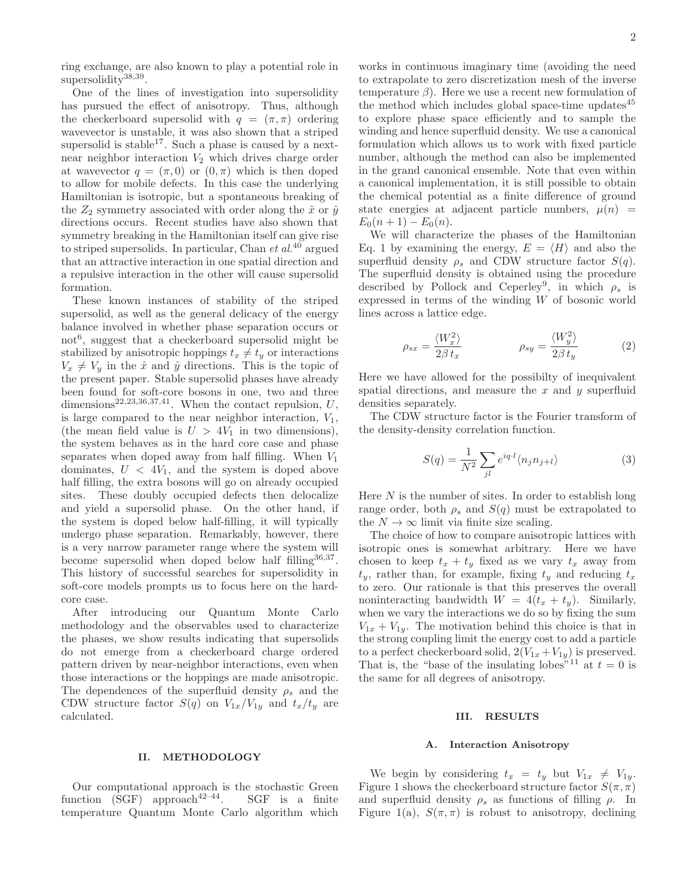ring exchange, are also known to play a potential role in supersolidity[38,39].

One of the lines of investigation into supersolidity has pursued the effect of anisotropy. Thus, although the checkerboard supersolid with $q = (\pi, \pi)$ ordering wavevector is unstable, it was also shown that a striped supersolid is stable[17]. Such a phase is caused by a next-near neighbor interaction $V_2$ which drives charge order at wavevector $q = (\pi, 0)$ or $(0, \pi)$ which is then doped to allow for mobile defects. In this case the underlying Hamiltonian is isotropic, but a spontaneous breaking of the $Z_2$ symmetry associated with order along the $\hat{x}$ or $\hat{y}$ directions occurs. Recent studies have also shown that symmetry breaking in the Hamiltonian itself can give rise to striped supersolids. In particular, Chan *et al.*[40] argued that an attractive interaction in one spatial direction and a repulsive interaction in the other will cause supersolid formation.

These known instances of stability of the striped supersolid, as well as the general delicacy of the energy balance involved in whether phase separation occurs or not[6], suggest that a checkerboard supersolid might be stabilized by anisotropic hoppings $t_x \neq t_y$ or interactions $V_x \neq V_y$ in the $\hat{x}$ and $\hat{y}$ directions. This is the topic of the present paper. Stable supersolid phases have already been found for soft-core bosons in one, two and three dimensions[22,23,36,37,41]. When the contact repulsion, $U$, is large compared to the near neighbor interaction, $V_1$, (the mean field value is $U > 4V_1$ in two dimensions), the system behaves as in the hard core case and phase separates when doped away from half filling. When $V_1$ dominates, $U < 4V_1$, and the system is doped above half filling, the extra bosons will go on already occupied sites. These doubly occupied defects then delocalize and yield a supersolid phase. On the other hand, if the system is doped below half-filling, it will typically undergo phase separation. Remarkably, however, there is a very narrow parameter range where the system will become supersolid when doped below half filling[36,37]. This history of successful searches for supersolidity in soft-core models prompts us to focus here on the hard-core case.

After introducing our Quantum Monte Carlo methodology and the observables used to characterize the phases, we show results indicating that supersolids do not emerge from a checkerboard charge ordered pattern driven by near-neighbor interactions, even when those interactions or the hoppings are made anisotropic. The dependences of the superfluid density $\rho_s$ and the CDW structure factor $S(q)$ on $V_{1x}/V_{1y}$ and $t_x/t_y$ are calculated.

## II. METHODOLOGY

Our computational approach is the stochastic Green function (SGF) approach[42–44]. SGF is a finite temperature Quantum Monte Carlo algorithm which works in continuous imaginary time (avoiding the need to extrapolate to zero discretization mesh of the inverse temperature $\beta$). Here we use a recent new formulation of the method which includes global space-time updates[45] to explore phase space efficiently and to sample the winding and hence superfluid density. We use a canonical formulation which allows us to work with fixed particle number, although the method can also be implemented in the grand canonical ensemble. Note that even within a canonical implementation, it is still possible to obtain the chemical potential as a finite difference of ground state energies at adjacent particle numbers, $\mu(n) = E_0(n+1) - E_0(n)$.

We will characterize the phases of the Hamiltonian Eq. 1 by examining the energy, $E = \langle H \rangle$ and also the superfluid density $\rho_s$ and CDW structure factor $S(q)$. The superfluid density is obtained using the procedure described by Pollock and Ceperley[9], in which $\rho_s$ is expressed in terms of the winding $W$ of bosonic world lines across a lattice edge.

$$\rho_{sx} = \frac{\langle W_x^2 \rangle}{2\beta\, t_x} \qquad\qquad \rho_{sy} = \frac{\langle W_y^2 \rangle}{2\beta\, t_y} \tag{2}$$

Here we have allowed for the possibilty of inequivalent spatial directions, and measure the $x$ and $y$ superfluid densities separately.

The CDW structure factor is the Fourier transform of the density-density correlation function.

$$S(q) = \frac{1}{N^2} \sum_{jl} e^{iq\cdot l} \langle n_j n_{j+l} \rangle \tag{3}$$

Here $N$ is the number of sites. In order to establish long range order, both $\rho_s$ and $S(q)$ must be extrapolated to the $N \to \infty$ limit via finite size scaling.

The choice of how to compare anisotropic lattices with isotropic ones is somewhat arbitrary. Here we have chosen to keep $t_x + t_y$ fixed as we vary $t_x$ away from $t_y$, rather than, for example, fixing $t_y$ and reducing $t_x$ to zero. Our rationale is that this preserves the overall noninteracting bandwidth $W = 4(t_x + t_y)$. Similarly, when we vary the interactions we do so by fixing the sum $V_{1x} + V_{1y}$. The motivation behind this choice is that in the strong coupling limit the energy cost to add a particle to a perfect checkerboard solid, $2(V_{1x} + V_{1y})$ is preserved. That is, the "base of the insulating lobes"[11] at $t = 0$ is the same for all degrees of anisotropy.

## III. RESULTS

### A. Interaction Anisotropy

We begin by considering $t_x = t_y$ but $V_{1x} \neq V_{1y}$. Figure 1 shows the checkerboard structure factor $S(\pi, \pi)$ and superfluid density $\rho_s$ as functions of filling $\rho$. In Figure 1(a), $S(\pi, \pi)$ is robust to anisotropy, declining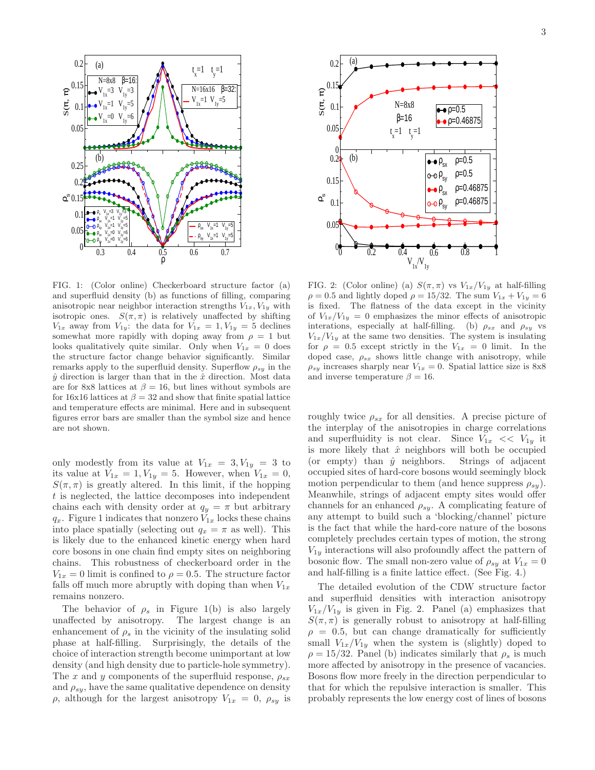FIG. 1: (Color online) Checkerboard structure factor (a) and superfluid density (b) as functions of filling, comparing anisotropic near neighbor interaction strengths $V_{1x}, V_{1y}$ with isotropic ones. $S(\pi, \pi)$ is relatively unaffected by shifting $V_{1x}$ away from $V_{1y}$: the data for $V_{1x} = 1, V_{1y} = 5$ declines somewhat more rapidly with doping away from $\rho = 1$ but looks qualitatively quite similar. Only when $V_{1x} = 0$ does the structure factor change behavior significantly. Similar remarks apply to the superfluid density. Superflow $\rho_{sy}$ in the $\hat{y}$ direction is larger than that in the $\hat{x}$ direction. Most data are for 8x8 lattices at $\beta = 16$, but lines without symbols are for 16x16 lattices at $\beta = 32$ and show that finite spatial lattice and temperature effects are minimal. Here and in subsequent figures error bars are smaller than the symbol size and hence are not shown.

only modestly from its value at $V_{1x} = 3, V_{1y} = 3$ to its value at $V_{1x} = 1, V_{1y} = 5$. However, when $V_{1x} = 0$, $S(\pi, \pi)$ is greatly altered. In this limit, if the hopping $t$ is neglected, the lattice decomposes into independent chains each with density order at $q_y = \pi$ but arbitrary $q_x$. Figure 1 indicates that nonzero $V_{1x}$ locks these chains into place spatially (selecting out $q_x = \pi$ as well). This is likely due to the enhanced kinetic energy when hard core bosons in one chain find empty sites on neighboring chains. This robustness of checkerboard order in the $V_{1x} = 0$ limit is confined to $\rho = 0.5$. The structure factor falls off much more abruptly with doping than when $V_{1x}$ remains nonzero.

The behavior of $\rho_s$ in Figure 1(b) is also largely unaffected by anisotropy. The largest change is an enhancement of $\rho_s$ in the vicinity of the insulating solid phase at half-filling. Surprisingly, the details of the choice of interaction strength become unimportant at low density (and high density due to particle-hole symmetry). The $x$ and $y$ components of the superfluid response, $\rho_{sx}$ and $\rho_{sy}$, have the same qualitative dependence on density $\rho$, although for the largest anisotropy $V_{1x} = 0$, $\rho_{sy}$ is

FIG. 2: (Color online) (a) $S(\pi, \pi)$ vs $V_{1x}/V_{1y}$ at half-filling $\rho = 0.5$ and lightly doped $\rho = 15/32$. The sum $V_{1x} + V_{1y} = 6$ is fixed. The flatness of the data except in the vicinity of $V_{1x}/V_{1y} = 0$ emphasizes the minor effects of anisotropic interations, especially at half-filling. (b) $\rho_{sx}$ and $\rho_{sy}$ vs $V_{1x}/V_{1y}$ at the same two densities. The system is insulating for $\rho = 0.5$ except strictly in the $V_{1x} = 0$ limit. In the doped case, $\rho_{sx}$ shows little change with anisotropy, while $\rho_{sy}$ increases sharply near $V_{1x} = 0$. Spatial lattice size is 8x8 and inverse temperature $\beta = 16$.

roughly twice $\rho_{sx}$ for all densities. A precise picture of the interplay of the anisotropies in charge correlations and superfluidity is not clear. Since $V_{1x} << V_{1y}$ it is more likely that $\hat{x}$ neighbors will both be occupied (or empty) than $\hat{y}$ neighbors. Strings of adjacent occupied sites of hard-core bosons would seemingly block motion perpendicular to them (and hence suppress $\rho_{sy}$). Meanwhile, strings of adjacent empty sites would offer channels for an enhanced $\rho_{sy}$. A complicating feature of any attempt to build such a 'blocking/channel' picture is the fact that while the hard-core nature of the bosons completely precludes certain types of motion, the strong $V_{1y}$ interactions will also profoundly affect the pattern of bosonic flow. The small non-zero value of $\rho_{sy}$ at $V_{1x} = 0$ and half-filling is a finite lattice effect. (See Fig. 4.)

The detailed evolution of the CDW structure factor and superfluid densities with interaction anisotropy $V_{1x}/V_{1y}$ is given in Fig. 2. Panel (a) emphasizes that $S(\pi, \pi)$ is generally robust to anisotropy at half-filling $\rho = 0.5$, but can change dramatically for sufficiently small $V_{1x}/V_{1y}$ when the system is (slightly) doped to $\rho = 15/32$. Panel (b) indicates similarly that $\rho_s$ is much more affected by anisotropy in the presence of vacancies. Bosons flow more freely in the direction perpendicular to that for which the repulsive interaction is smaller. This probably represents the low energy cost of lines of bosons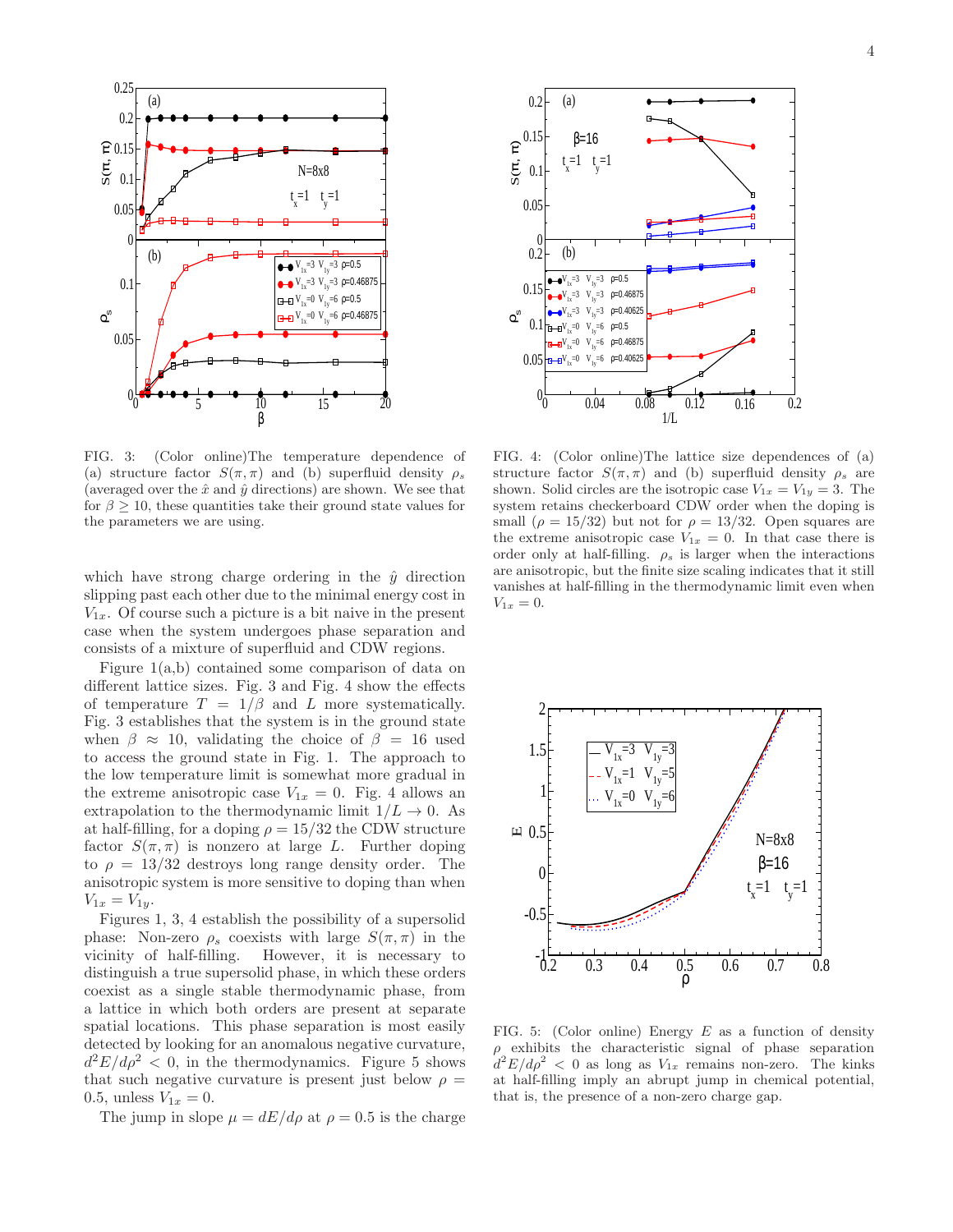FIG. 3: (Color online)The temperature dependence of (a) structure factor $S(\pi,\pi)$ and (b) superfluid density $\rho_s$ (averaged over the $\hat{x}$ and $\hat{y}$ directions) are shown. We see that for $\beta \geq 10$, these quantities take their ground state values for the parameters we are using.

which have strong charge ordering in the $\hat{y}$ direction slipping past each other due to the minimal energy cost in $V_{1x}$. Of course such a picture is a bit naive in the present case when the system undergoes phase separation and consists of a mixture of superfluid and CDW regions.

Figure 1(a,b) contained some comparison of data on different lattice sizes. Fig. 3 and Fig. 4 show the effects of temperature $T = 1/\beta$ and $L$ more systematically. Fig. 3 establishes that the system is in the ground state when $\beta \approx 10$, validating the choice of $\beta = 16$ used to access the ground state in Fig. 1. The approach to the low temperature limit is somewhat more gradual in the extreme anisotropic case $V_{1x} = 0$. Fig. 4 allows an extrapolation to the thermodynamic limit $1/L \to 0$. As at half-filling, for a doping $\rho = 15/32$ the CDW structure factor $S(\pi,\pi)$ is nonzero at large $L$. Further doping to $\rho = 13/32$ destroys long range density order. The anisotropic system is more sensitive to doping than when $V_{1x} = V_{1y}$.

Figures 1, 3, 4 establish the possibility of a supersolid phase: Non-zero $\rho_s$ coexists with large $S(\pi,\pi)$ in the vicinity of half-filling. However, it is necessary to distinguish a true supersolid phase, in which these orders coexist as a single stable thermodynamic phase, from a lattice in which both orders are present at separate spatial locations. This phase separation is most easily detected by looking for an anomalous negative curvature, $d^2E/d\rho^2 < 0$, in the thermodynamics. Figure 5 shows that such negative curvature is present just below $\rho = 0.5$, unless $V_{1x} = 0$.

The jump in slope $\mu = dE/d\rho$ at $\rho = 0.5$ is the charge

FIG. 4: (Color online)The lattice size dependences of (a) structure factor $S(\pi,\pi)$ and (b) superfluid density $\rho_s$ are shown. Solid circles are the isotropic case $V_{1x} = V_{1y} = 3$. The system retains checkerboard CDW order when the doping is small ($\rho = 15/32$) but not for $\rho = 13/32$. Open squares are the extreme anisotropic case $V_{1x} = 0$. In that case there is order only at half-filling. $\rho_s$ is larger when the interactions are anisotropic, but the finite size scaling indicates that it still vanishes at half-filling in the thermodynamic limit even when $V_{1x} = 0$.

FIG. 5: (Color online) Energy $E$ as a function of density $\rho$ exhibits the characteristic signal of phase separation $d^2E/d\rho^2 < 0$ as long as $V_{1x}$ remains non-zero. The kinks at half-filling imply an abrupt jump in chemical potential, that is, the presence of a non-zero charge gap.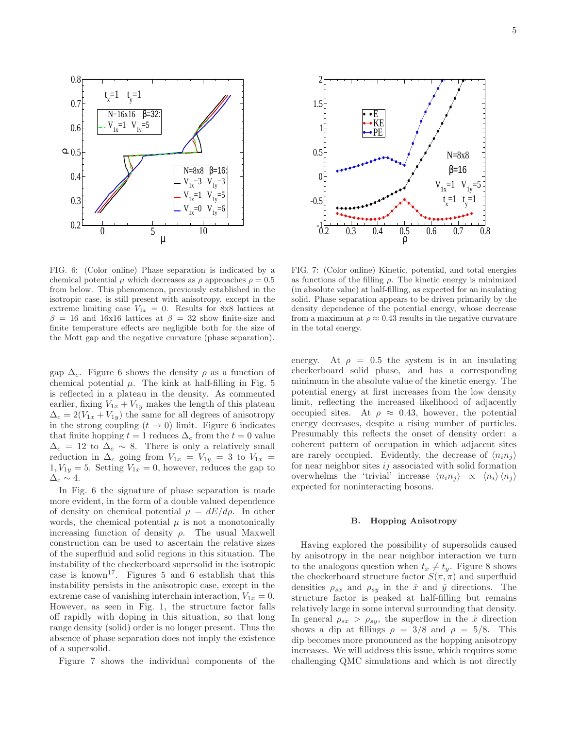FIG. 6: (Color online) Phase separation is indicated by a chemical potential $\mu$ which decreases as $\rho$ approaches $\rho = 0.5$ from below. This phenomenon, previously established in the isotropic case, is still present with anisotropy, except in the extreme limiting case $V_{1x} = 0$. Results for 8x8 lattices at $\beta = 16$ and 16x16 lattices at $\beta = 32$ show finite-size and finite temperature effects are negligible both for the size of the Mott gap and the negative curvature (phase separation).

FIG. 7: (Color online) Kinetic, potential, and total energies as functions of the filling $\rho$. The kinetic energy is minimized (in absolute value) at half-filling, as expected for an insulating solid. Phase separation appears to be driven primarily by the density dependence of the potential energy, whose decrease from a maximum at $\rho \approx 0.43$ results in the negative curvature in the total energy.

gap $\Delta_c$. Figure 6 shows the density $\rho$ as a function of chemical potential $\mu$. The kink at half-filling in Fig. 5 is reflected in a plateau in the density. As commented earlier, fixing $V_{1x} + V_{1y}$ makes the length of this plateau $\Delta_c = 2(V_{1x} + V_{1y})$ the same for all degrees of anisotropy in the strong coupling ($t \to 0$) limit. Figure 6 indicates that finite hopping $t = 1$ reduces $\Delta_c$ from the $t = 0$ value $\Delta_c = 12$ to $\Delta_c \sim 8$. There is only a relatively small reduction in $\Delta_c$ going from $V_{1x} = V_{1y} = 3$ to $V_{1x} = 1, V_{1y} = 5$. Setting $V_{1x} = 0$, however, reduces the gap to $\Delta_c \sim 4$.

In Fig. 6 the signature of phase separation is made more evident, in the form of a double valued dependence of density on chemical potential $\mu = dE/d\rho$. In other words, the chemical potential $\mu$ is not a monotonically increasing function of density $\rho$. The usual Maxwell construction can be used to ascertain the relative sizes of the superfluid and solid regions in this situation. The instability of the checkerboard supersolid in the isotropic case is known[17]. Figures 5 and 6 establish that this instability persists in the anisotropic case, except in the extreme case of vanishing interchain interaction, $V_{1x} = 0$. However, as seen in Fig. 1, the structure factor falls off rapidly with doping in this situation, so that long range density (solid) order is no longer present. Thus the absence of phase separation does not imply the existence of a supersolid.

Figure 7 shows the individual components of the energy. At $\rho = 0.5$ the system is in an insulating checkerboard solid phase, and has a corresponding minimum in the absolute value of the kinetic energy. The potential energy at first increases from the low density limit, reflecting the increased likelihood of adjacently occupied sites. At $\rho \approx 0.43$, however, the potential energy decreases, despite a rising number of particles. Presumably this reflects the onset of density order: a coherent pattern of occupation in which adjacent sites are rarely occupied. Evidently, the decrease of $\langle n_i n_j \rangle$ for near neighbor sites $ij$ associated with solid formation overwhelms the 'trivial' increase $\langle n_i n_j \rangle \propto \langle n_i \rangle \langle n_j \rangle$ expected for noninteracting bosons.

### B. Hopping Anisotropy

Having explored the possibility of supersolids caused by anisotropy in the near neighbor interaction we turn to the analogous question when $t_x \neq t_y$. Figure 8 shows the checkerboard structure factor $S(\pi, \pi)$ and superfluid densities $\rho_{sx}$ and $\rho_{sy}$ in the $\hat{x}$ and $\hat{y}$ directions. The structure factor is peaked at half-filling but remains relatively large in some interval surrounding that density. In general $\rho_{sx} > \rho_{sy}$, the superflow in the $\hat{x}$ direction shows a dip at fillings $\rho = 3/8$ and $\rho = 5/8$. This dip becomes more pronounced as the hopping anisotropy increases. We will address this issue, which requires some challenging QMC simulations and which is not directly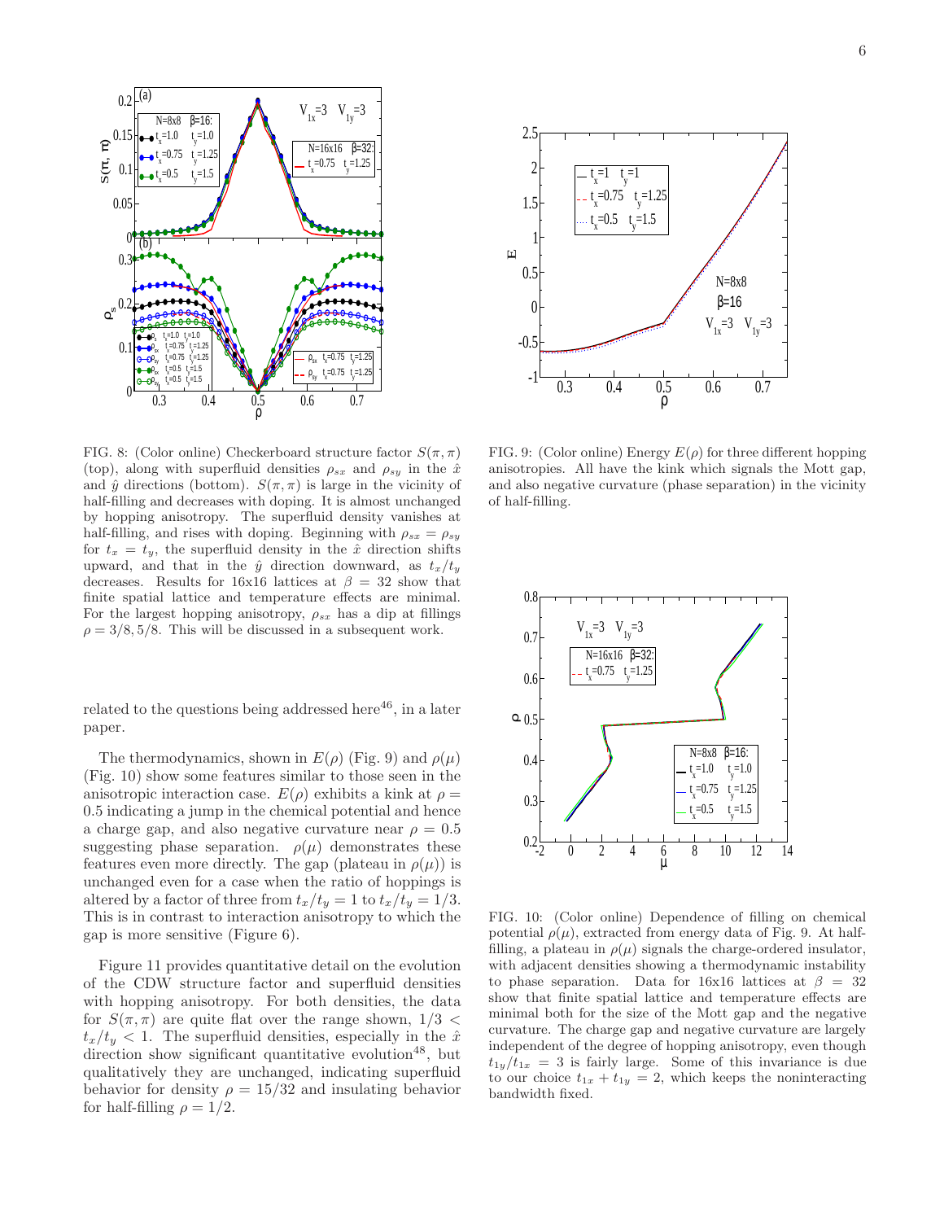FIG. 8: (Color online) Checkerboard structure factor $S(\pi,\pi)$ (top), along with superfluid densities $\rho_{sx}$ and $\rho_{sy}$ in the $\hat{x}$ and $\hat{y}$ directions (bottom). $S(\pi,\pi)$ is large in the vicinity of half-filling and decreases with doping. It is almost unchanged by hopping anisotropy. The superfluid density vanishes at half-filling, and rises with doping. Beginning with $\rho_{sx} = \rho_{sy}$ for $t_x = t_y$, the superfluid density in the $\hat{x}$ direction shifts upward, and that in the $\hat{y}$ direction downward, as $t_x/t_y$ decreases. Results for 16x16 lattices at $\beta = 32$ show that finite spatial lattice and temperature effects are minimal. For the largest hopping anisotropy, $\rho_{sx}$ has a dip at fillings $\rho = 3/8, 5/8$. This will be discussed in a subsequent work.

FIG. 9: (Color online) Energy $E(\rho)$ for three different hopping anisotropies. All have the kink which signals the Mott gap, and also negative curvature (phase separation) in the vicinity of half-filling.

FIG. 10: (Color online) Dependence of filling on chemical potential $\rho(\mu)$, extracted from energy data of Fig. 9. At half-filling, a plateau in $\rho(\mu)$ signals the charge-ordered insulator, with adjacent densities showing a thermodynamic instability to phase separation. Data for 16x16 lattices at $\beta = 32$ show that finite spatial lattice and temperature effects are minimal both for the size of the Mott gap and the negative curvature. The charge gap and negative curvature are largely independent of the degree of hopping anisotropy, even though $t_{1y}/t_{1x} = 3$ is fairly large. Some of this invariance is due to our choice $t_{1x} + t_{1y} = 2$, which keeps the noninteracting bandwidth fixed.

related to the questions being addressed here[46], in a later paper.

The thermodynamics, shown in $E(\rho)$ (Fig. 9) and $\rho(\mu)$ (Fig. 10) show some features similar to those seen in the anisotropic interaction case. $E(\rho)$ exhibits a kink at $\rho = 0.5$ indicating a jump in the chemical potential and hence a charge gap, and also negative curvature near $\rho = 0.5$ suggesting phase separation. $\rho(\mu)$ demonstrates these features even more directly. The gap (plateau in $\rho(\mu)$) is unchanged even for a case when the ratio of hoppings is altered by a factor of three from $t_x/t_y = 1$ to $t_x/t_y = 1/3$. This is in contrast to interaction anisotropy to which the gap is more sensitive (Figure 6).

Figure 11 provides quantitative detail on the evolution of the CDW structure factor and superfluid densities with hopping anisotropy. For both densities, the data for $S(\pi,\pi)$ are quite flat over the range shown, $1/3 < t_x/t_y < 1$. The superfluid densities, especially in the $\hat{x}$ direction show significant quantitative evolution[48], but qualitatively they are unchanged, indicating superfluid behavior for density $\rho = 15/32$ and insulating behavior for half-filling $\rho = 1/2$.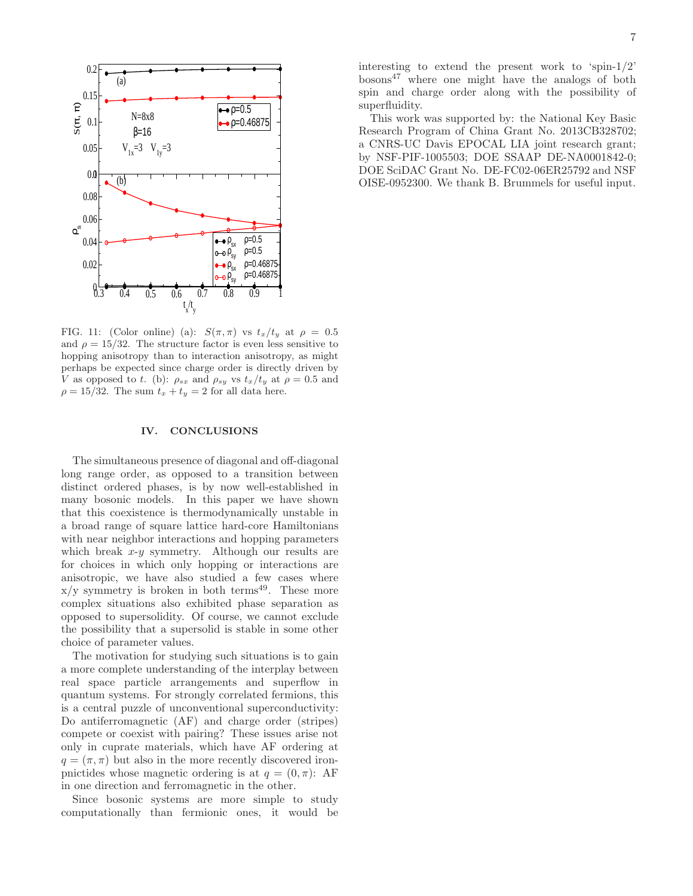FIG. 11: (Color online) (a): $S(\pi, \pi)$ vs $t_x/t_y$ at $\rho = 0.5$ and $\rho = 15/32$. The structure factor is even less sensitive to hopping anisotropy than to interaction anisotropy, as might perhaps be expected since charge order is directly driven by $V$ as opposed to $t$. (b): $\rho_{sx}$ and $\rho_{sy}$ vs $t_x/t_y$ at $\rho = 0.5$ and $\rho = 15/32$. The sum $t_x + t_y = 2$ for all data here.

## IV. CONCLUSIONS

The simultaneous presence of diagonal and off-diagonal long range order, as opposed to a transition between distinct ordered phases, is by now well-established in many bosonic models. In this paper we have shown that this coexistence is thermodynamically unstable in a broad range of square lattice hard-core Hamiltonians with near neighbor interactions and hopping parameters which break $x$-$y$ symmetry. Although our results are for choices in which only hopping or interactions are anisotropic, we have also studied a few cases where x/y symmetry is broken in both terms[49]. These more complex situations also exhibited phase separation as opposed to supersolidity. Of course, we cannot exclude the possibility that a supersolid is stable in some other choice of parameter values.

The motivation for studying such situations is to gain a more complete understanding of the interplay between real space particle arrangements and superflow in quantum systems. For strongly correlated fermions, this is a central puzzle of unconventional superconductivity: Do antiferromagnetic (AF) and charge order (stripes) compete or coexist with pairing? These issues arise not only in cuprate materials, which have AF ordering at $q = (\pi, \pi)$ but also in the more recently discovered iron-pnictides whose magnetic ordering is at $q = (0, \pi)$: AF in one direction and ferromagnetic in the other.

Since bosonic systems are more simple to study computationally than fermionic ones, it would be interesting to extend the present work to 'spin-1/2' bosons[47] where one might have the analogs of both spin and charge order along with the possibility of superfluidity.

This work was supported by: the National Key Basic Research Program of China Grant No. 2013CB328702; a CNRS-UC Davis EPOCAL LIA joint research grant; by NSF-PIF-1005503; DOE SSAAP DE-NA0001842-0; DOE SciDAC Grant No. DE-FC02-06ER25792 and NSF OISE-0952300. We thank B. Brummels for useful input.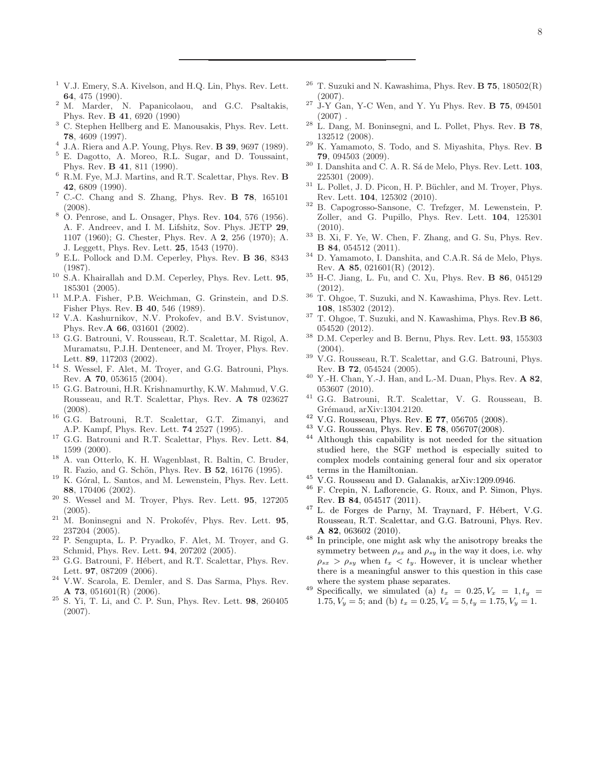[1] V.J. Emery, S.A. Kivelson, and H.Q. Lin, Phys. Rev. Lett. **64**, 475 (1990).

[2] M. Marder, N. Papanicolaou, and G.C. Psaltakis, Phys. Rev. **B 41**, 6920 (1990)

[3] C. Stephen Hellberg and E. Manousakis, Phys. Rev. Lett. **78**, 4609 (1997).

[4] J.A. Riera and A.P. Young, Phys. Rev. **B 39**, 9697 (1989).

[5] E. Dagotto, A. Moreo, R.L. Sugar, and D. Toussaint, Phys. Rev. **B 41**, 811 (1990).

[6] R.M. Fye, M.J. Martins, and R.T. Scalettar, Phys. Rev. **B 42**, 6809 (1990).

[7] C.-C. Chang and S. Zhang, Phys. Rev. **B 78**, 165101 (2008).

[8] O. Penrose, and L. Onsager, Phys. Rev. **104**, 576 (1956). A. F. Andreev, and I. M. Lifshitz, Sov. Phys. JETP **29**, 1107 (1960); G. Chester, Phys. Rev. A **2**, 256 (1970); A. J. Leggett, Phys. Rev. Lett. **25**, 1543 (1970).

[9] E.L. Pollock and D.M. Ceperley, Phys. Rev. **B 36**, 8343 (1987).

[10] S.A. Khairallah and D.M. Ceperley, Phys. Rev. Lett. **95**, 185301 (2005).

[11] M.P.A. Fisher, P.B. Weichman, G. Grinstein, and D.S. Fisher Phys. Rev. **B 40**, 546 (1989).

[12] V.A. Kashurnikov, N.V. Prokofev, and B.V. Svistunov, Phys. Rev.**A 66**, 031601 (2002).

[13] G.G. Batrouni, V. Rousseau, R.T. Scalettar, M. Rigol, A. Muramatsu, P.J.H. Denteneer, and M. Troyer, Phys. Rev. Lett. **89**, 117203 (2002).

[14] S. Wessel, F. Alet, M. Troyer, and G.G. Batrouni, Phys. Rev. **A 70**, 053615 (2004).

[15] G.G. Batrouni, H.R. Krishnamurthy, K.W. Mahmud, V.G. Rousseau, and R.T. Scalettar, Phys. Rev. **A 78** 023627 (2008).

[16] G.G. Batrouni, R.T. Scalettar, G.T. Zimanyi, and A.P. Kampf, Phys. Rev. Lett. **74** 2527 (1995).

[17] G.G. Batrouni and R.T. Scalettar, Phys. Rev. Lett. **84**, 1599 (2000).

[18] A. van Otterlo, K. H. Wagenblast, R. Baltin, C. Bruder, R. Fazio, and G. Schön, Phys. Rev. **B 52**, 16176 (1995).

[19] K. Góral, L. Santos, and M. Lewenstein, Phys. Rev. Lett. **88**, 170406 (2002).

[20] S. Wessel and M. Troyer, Phys. Rev. Lett. **95**, 127205 (2005).

[21] M. Boninsegni and N. Prokofév, Phys. Rev. Lett. **95**, 237204 (2005).

[22] P. Sengupta, L. P. Pryadko, F. Alet, M. Troyer, and G. Schmid, Phys. Rev. Lett. **94**, 207202 (2005).

[23] G.G. Batrouni, F. Hébert, and R.T. Scalettar, Phys. Rev. Lett. **97**, 087209 (2006).

[24] V.W. Scarola, E. Demler, and S. Das Sarma, Phys. Rev. **A 73**, 051601(R) (2006).

[25] S. Yi, T. Li, and C. P. Sun, Phys. Rev. Lett. **98**, 260405 (2007).

[26] T. Suzuki and N. Kawashima, Phys. Rev. **B 75**, 180502(R) (2007).

[27] J-Y Gan, Y-C Wen, and Y. Yu Phys. Rev. **B 75**, 094501 (2007) .

[28] L. Dang, M. Boninsegni, and L. Pollet, Phys. Rev. **B 78**, 132512 (2008).

[29] K. Yamamoto, S. Todo, and S. Miyashita, Phys. Rev. **B 79**, 094503 (2009).

[30] I. Danshita and C. A. R. Sá de Melo, Phys. Rev. Lett. **103**, 225301 (2009).

[31] L. Pollet, J. D. Picon, H. P. Büchler, and M. Troyer, Phys. Rev. Lett. **104**, 125302 (2010).

[32] B. Capogrosso-Sansone, C. Trefzger, M. Lewenstein, P. Zoller, and G. Pupillo, Phys. Rev. Lett. **104**, 125301 (2010).

[33] B. Xi, F. Ye, W. Chen, F. Zhang, and G. Su, Phys. Rev. **B 84**, 054512 (2011).

[34] D. Yamamoto, I. Danshita, and C.A.R. Sá de Melo, Phys. Rev. **A 85**, 021601(R) (2012).

[35] H-C. Jiang, L. Fu, and C. Xu, Phys. Rev. **B 86**, 045129 (2012).

[36] T. Ohgoe, T. Suzuki, and N. Kawashima, Phys. Rev. Lett. **108**, 185302 (2012).

[37] T. Ohgoe, T. Suzuki, and N. Kawashima, Phys. Rev.**B 86**, 054520 (2012).

[38] D.M. Ceperley and B. Bernu, Phys. Rev. Lett. **93**, 155303 (2004).

[39] V.G. Rousseau, R.T. Scalettar, and G.G. Batrouni, Phys. Rev. **B 72**, 054524 (2005).

[40] Y.-H. Chan, Y.-J. Han, and L.-M. Duan, Phys. Rev. **A 82**, 053607 (2010).

[41] G.G. Batrouni, R.T. Scalettar, V. G. Rousseau, B. Grémaud, arXiv:1304.2120.

[42] V.G. Rousseau, Phys. Rev. **E 77**, 056705 (2008).

[43] V.G. Rousseau, Phys. Rev. **E 78**, 056707(2008).

[44] Although this capability is not needed for the situation studied here, the SGF method is especially suited to complex models containing general four and six operator terms in the Hamiltonian.

[45] V.G. Rousseau and D. Galanakis, arXiv:1209.0946.

[46] F. Crepin, N. Laflorencie, G. Roux, and P. Simon, Phys. Rev. **B 84**, 054517 (2011).

[47] L. de Forges de Parny, M. Traynard, F. Hébert, V.G. Rousseau, R.T. Scalettar, and G.G. Batrouni, Phys. Rev. **A 82**, 063602 (2010).

[48] In principle, one might ask why the anisotropy breaks the symmetry between $\rho_{sx}$ and $\rho_{sy}$ in the way it does, i.e. why $\rho_{sx} > \rho_{sy}$ when $t_x < t_y$. However, it is unclear whether there is a meaningful answer to this question in this case where the system phase separates.

[49] Specifically, we simulated (a) $t_x = 0.25, V_x = 1, t_y = 1.75, V_y = 5$; and (b) $t_x = 0.25, V_x = 5, t_y = 1.75, V_y = 1$.